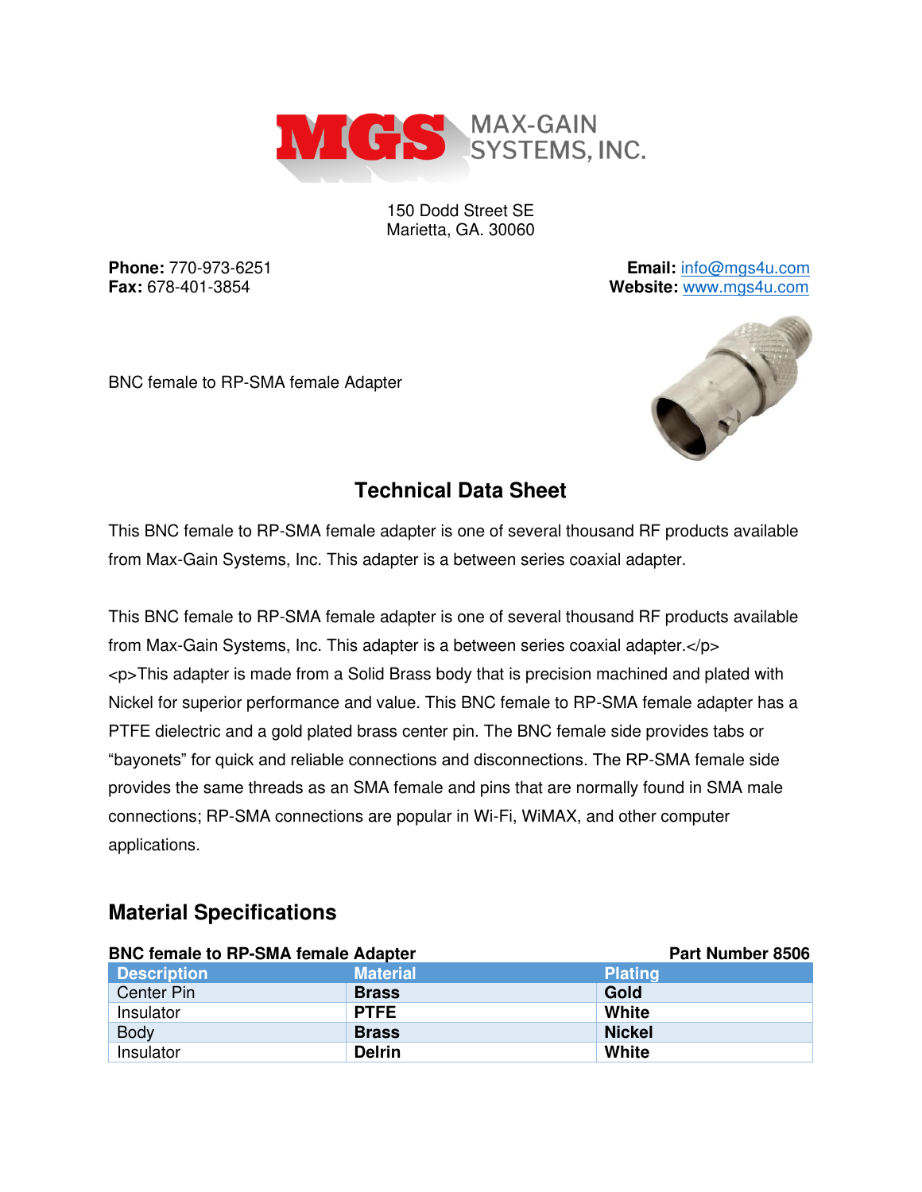MAX-GAIN SYSTEMS, INC.

150 Dodd Street SE
Marietta, GA. 30060

**Phone:** 770-973-6251
**Fax:** 678-401-3854

**Email:** info@mgs4u.com
**Website:** www.mgs4u.com

BNC female to RP-SMA female Adapter

## Technical Data Sheet

This BNC female to RP-SMA female adapter is one of several thousand RF products available from Max-Gain Systems, Inc. This adapter is a between series coaxial adapter.

This BNC female to RP-SMA female adapter is one of several thousand RF products available from Max-Gain Systems, Inc. This adapter is a between series coaxial adapter.</p> <p>This adapter is made from a Solid Brass body that is precision machined and plated with Nickel for superior performance and value. This BNC female to RP-SMA female adapter has a PTFE dielectric and a gold plated brass center pin. The BNC female side provides tabs or "bayonets" for quick and reliable connections and disconnections. The RP-SMA female side provides the same threads as an SMA female and pins that are normally found in SMA male connections; RP-SMA connections are popular in Wi-Fi, WiMAX, and other computer applications.

## Material Specifications

**BNC female to RP-SMA female Adapter** — **Part Number 8506**

| Description | Material | Plating |
|---|---|---|
| Center Pin | **Brass** | **Gold** |
| Insulator | **PTFE** | **White** |
| Body | **Brass** | **Nickel** |
| Insulator | **Delrin** | **White** |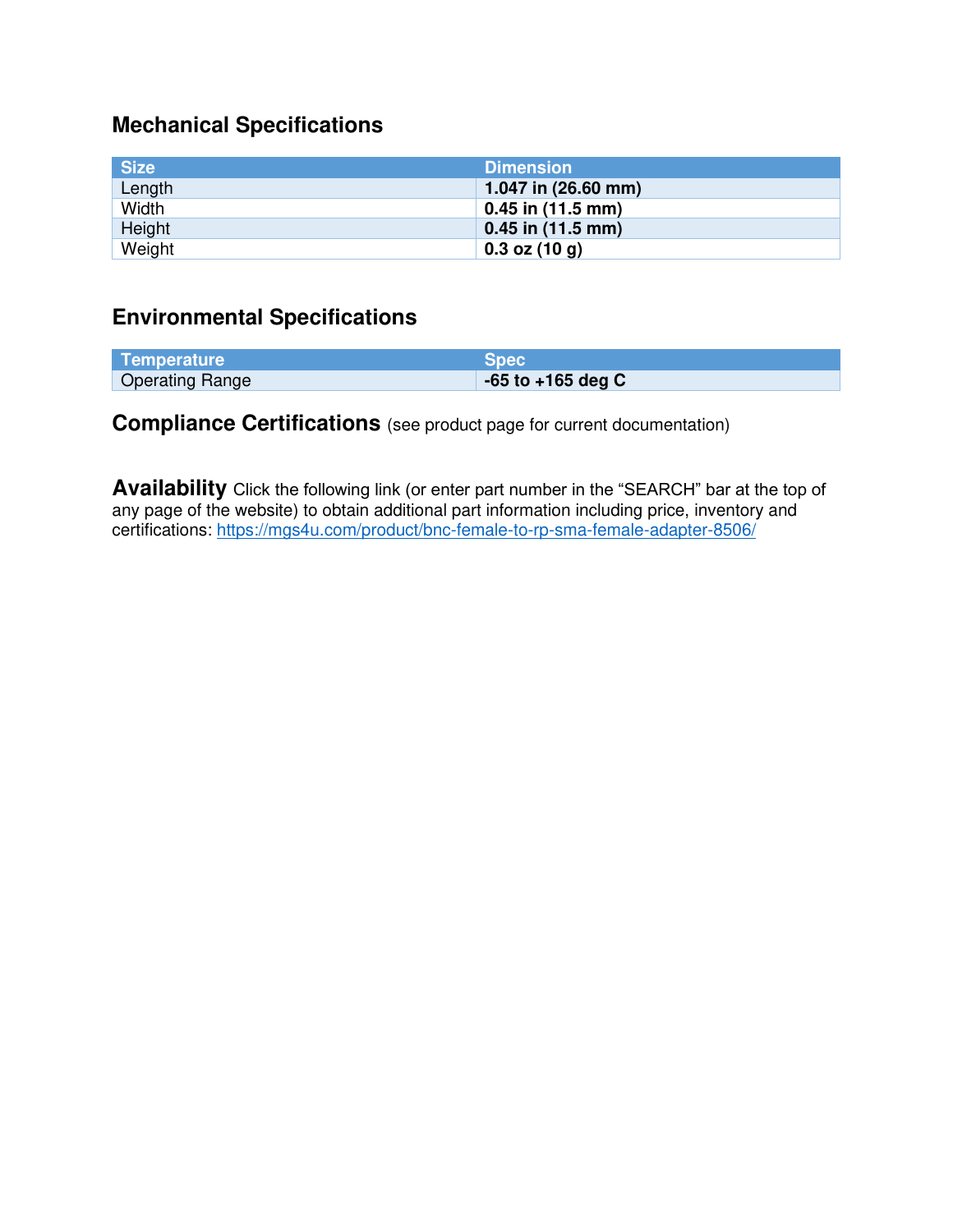## Mechanical Specifications

| Size | Dimension |
| --- | --- |
| Length | **1.047 in (26.60 mm)** |
| Width | **0.45 in (11.5 mm)** |
| Height | **0.45 in (11.5 mm)** |
| Weight | **0.3 oz (10 g)** |

## Environmental Specifications

| Temperature | Spec |
| --- | --- |
| Operating Range | **-65 to +165 deg C** |

## Compliance Certifications (see product page for current documentation)

**Availability** Click the following link (or enter part number in the "SEARCH" bar at the top of any page of the website) to obtain additional part information including price, inventory and certifications: https://mgs4u.com/product/bnc-female-to-rp-sma-female-adapter-8506/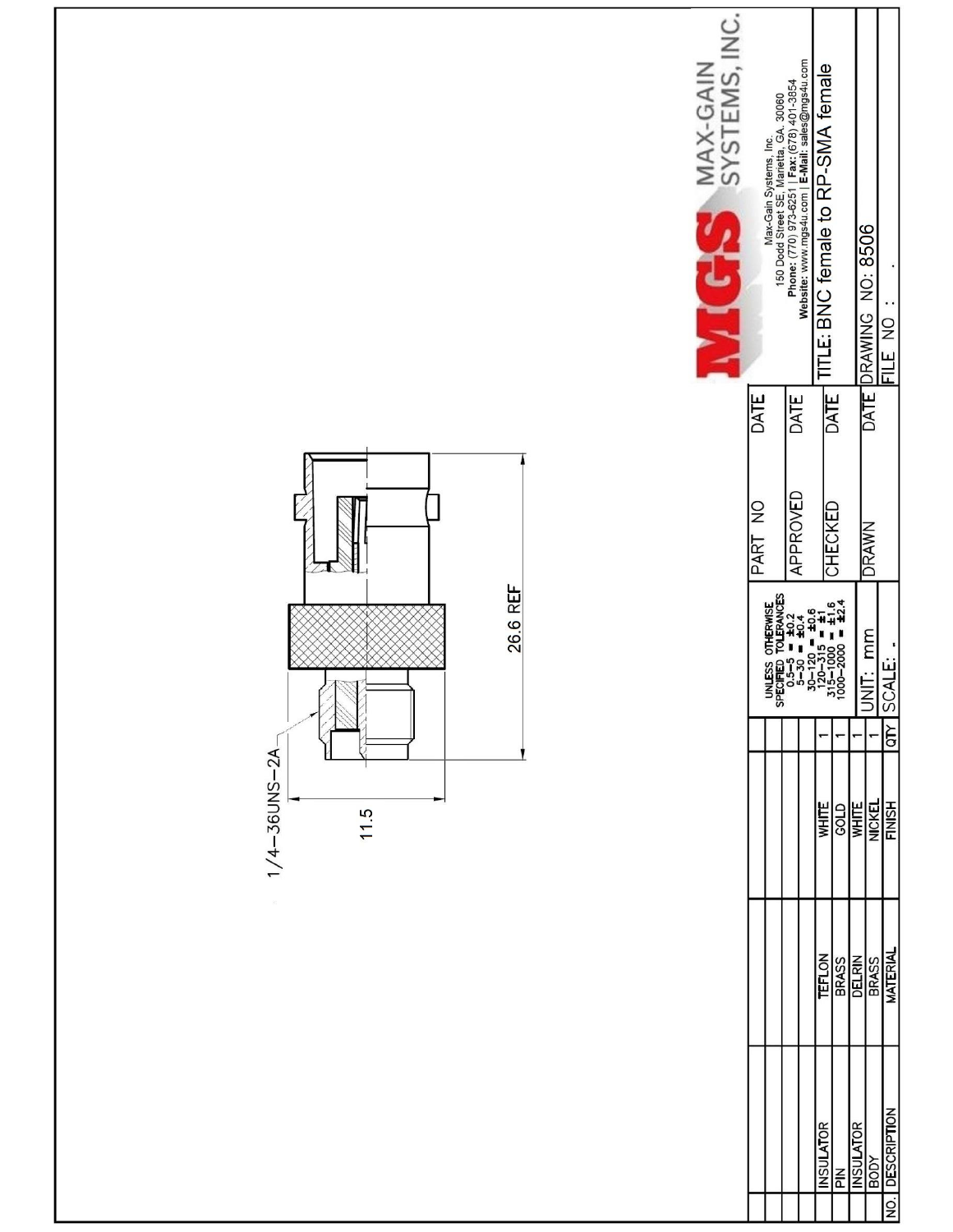1/4-36UNS-2A

11.5

26.6 REF

| NO. | DESCRIPTION | MATERIAL | FINISH | QTY |
|---|---|---|---|---|
| | INSULATOR | TEFLON | WHITE | 1 |
| | PIN | BRASS | GOLD | 1 |
| | INSULATOR | DELRIN | WHITE | 1 |
| | BODY | BRASS | NICKEL | 1 |

UNLESS OTHERWISE SPECIFIED TOLERANCES
0.5~5 = ±0.2
5~30 = ±0.4
30~120 = ±0.6
120~315 = ±1
315~1000 = ±1.6
1000~2000 = ±2.4

UNIT: mm

SCALE: .

PART NO | DATE

APPROVED | DATE

CHECKED | DATE

DRAWN | DATE

MGS MAX-GAIN SYSTEMS, INC.

Max-Gain Systems, Inc.
150 Dodd Street SE, Marietta, GA 30060
Phone: (770) 973-6251 | Fax: (678) 401-3854
Website: www.mgs4u.com | E-Mail: sales@mgs4u.com

TITLE: BNC female to RP-SMA female

DRAWING NO: 8506

FILE NO : .